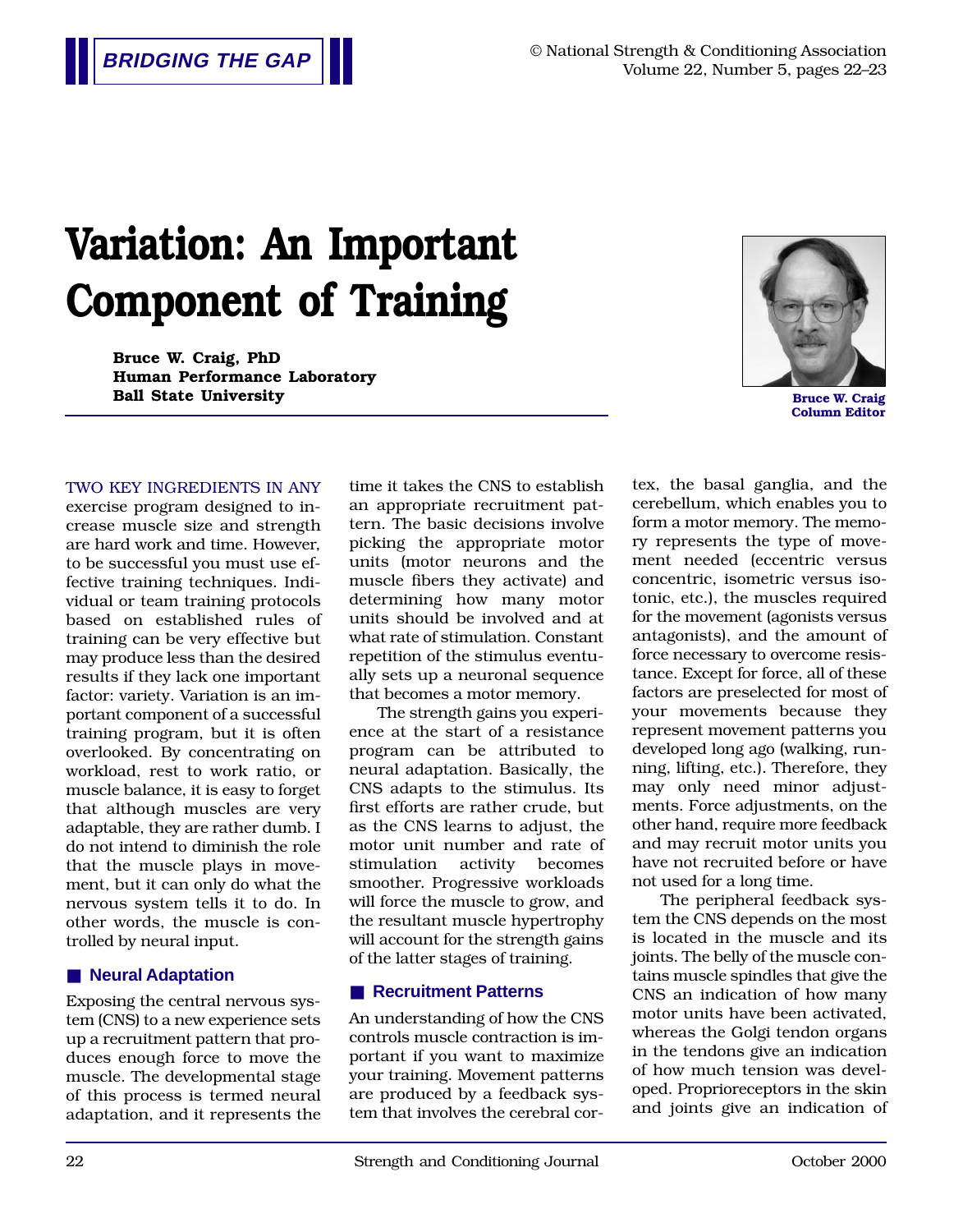BRIDGING THE GAP

# Variation: An Important Component of Training

**Bruce W. Craig, PhD**
**Human Performance Laboratory**
**Ball State University**

**Bruce W. Craig**
**Column Editor**

TWO KEY INGREDIENTS IN ANY exercise program designed to increase muscle size and strength are hard work and time. However, to be successful you must use effective training techniques. Individual or team training protocols based on established rules of training can be very effective but may produce less than the desired results if they lack one important factor: variety. Variation is an important component of a successful training program, but it is often overlooked. By concentrating on workload, rest to work ratio, or muscle balance, it is easy to forget that although muscles are very adaptable, they are rather dumb. I do not intend to diminish the role that the muscle plays in movement, but it can only do what the nervous system tells it to do. In other words, the muscle is controlled by neural input.

## Neural Adaptation

Exposing the central nervous system (CNS) to a new experience sets up a recruitment pattern that produces enough force to move the muscle. The developmental stage of this process is termed neural adaptation, and it represents the time it takes the CNS to establish an appropriate recruitment pattern. The basic decisions involve picking the appropriate motor units (motor neurons and the muscle fibers they activate) and determining how many motor units should be involved and at what rate of stimulation. Constant repetition of the stimulus eventually sets up a neuronal sequence that becomes a motor memory.

The strength gains you experience at the start of a resistance program can be attributed to neural adaptation. Basically, the CNS adapts to the stimulus. Its first efforts are rather crude, but as the CNS learns to adjust, the motor unit number and rate of stimulation activity becomes smoother. Progressive workloads will force the muscle to grow, and the resultant muscle hypertrophy will account for the strength gains of the latter stages of training.

## Recruitment Patterns

An understanding of how the CNS controls muscle contraction is important if you want to maximize your training. Movement patterns are produced by a feedback system that involves the cerebral cortex, the basal ganglia, and the cerebellum, which enables you to form a motor memory. The memory represents the type of movement needed (eccentric versus concentric, isometric versus isotonic, etc.), the muscles required for the movement (agonists versus antagonists), and the amount of force necessary to overcome resistance. Except for force, all of these factors are preselected for most of your movements because they represent movement patterns you developed long ago (walking, running, lifting, etc.). Therefore, they may only need minor adjustments. Force adjustments, on the other hand, require more feedback and may recruit motor units you have not recruited before or have not used for a long time.

The peripheral feedback system the CNS depends on the most is located in the muscle and its joints. The belly of the muscle contains muscle spindles that give the CNS an indication of how many motor units have been activated, whereas the Golgi tendon organs in the tendons give an indication of how much tension was developed. Proprioreceptors in the skin and joints give an indication of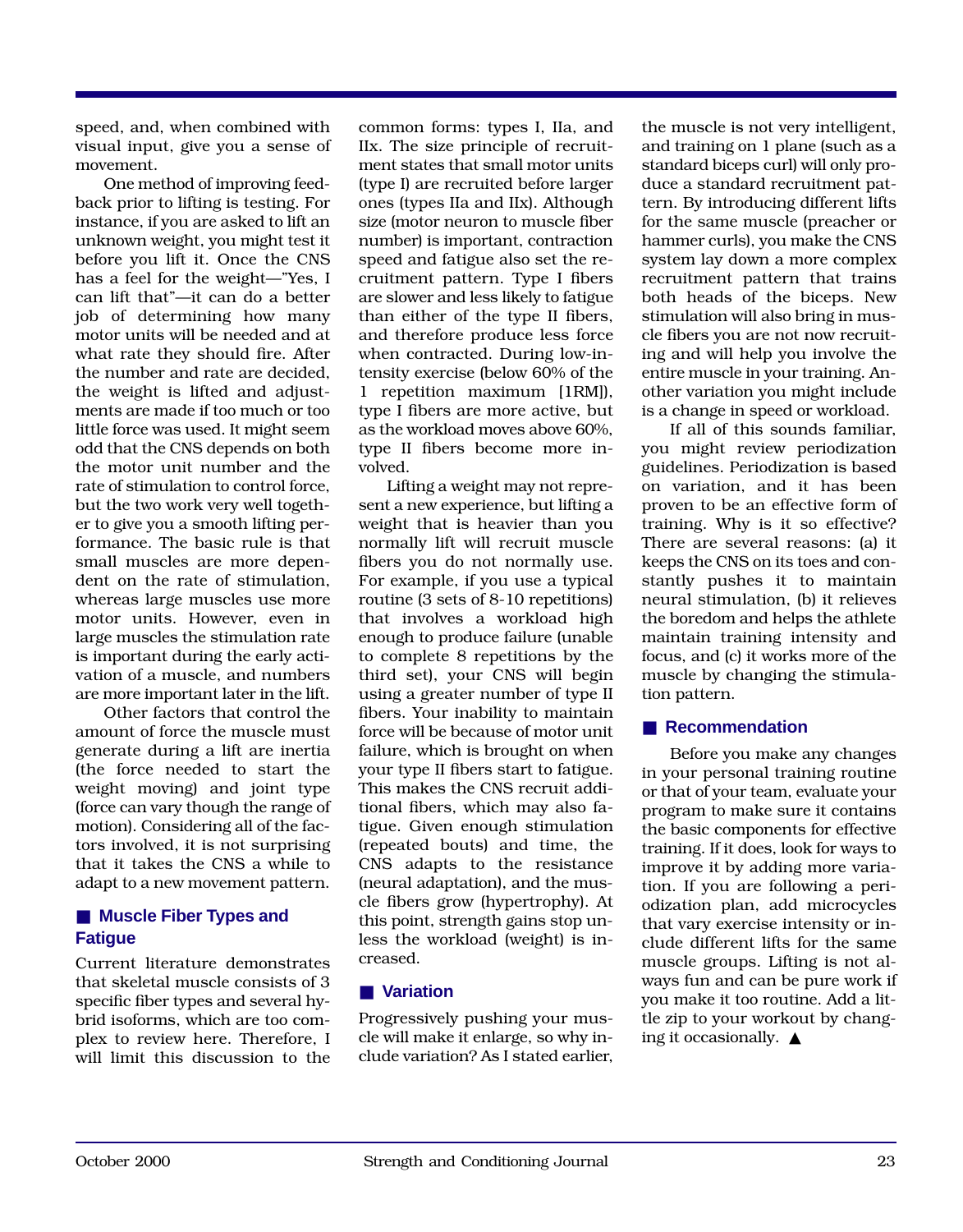speed, and, when combined with visual input, give you a sense of movement.

One method of improving feedback prior to lifting is testing. For instance, if you are asked to lift an unknown weight, you might test it before you lift it. Once the CNS has a feel for the weight—"Yes, I can lift that"—it can do a better job of determining how many motor units will be needed and at what rate they should fire. After the number and rate are decided, the weight is lifted and adjustments are made if too much or too little force was used. It might seem odd that the CNS depends on both the motor unit number and the rate of stimulation to control force, but the two work very well together to give you a smooth lifting performance. The basic rule is that small muscles are more dependent on the rate of stimulation, whereas large muscles use more motor units. However, even in large muscles the stimulation rate is important during the early activation of a muscle, and numbers are more important later in the lift.

Other factors that control the amount of force the muscle must generate during a lift are inertia (the force needed to start the weight moving) and joint type (force can vary though the range of motion). Considering all of the factors involved, it is not surprising that it takes the CNS a while to adapt to a new movement pattern.

## Muscle Fiber Types and Fatigue

Current literature demonstrates that skeletal muscle consists of 3 specific fiber types and several hybrid isoforms, which are too complex to review here. Therefore, I will limit this discussion to the common forms: types I, IIa, and IIx. The size principle of recruitment states that small motor units (type I) are recruited before larger ones (types IIa and IIx). Although size (motor neuron to muscle fiber number) is important, contraction speed and fatigue also set the recruitment pattern. Type I fibers are slower and less likely to fatigue than either of the type II fibers, and therefore produce less force when contracted. During low-intensity exercise (below 60% of the 1 repetition maximum [1RM]), type I fibers are more active, but as the workload moves above 60%, type II fibers become more involved.

Lifting a weight may not represent a new experience, but lifting a weight that is heavier than you normally lift will recruit muscle fibers you do not normally use. For example, if you use a typical routine (3 sets of 8-10 repetitions) that involves a workload high enough to produce failure (unable to complete 8 repetitions by the third set), your CNS will begin using a greater number of type II fibers. Your inability to maintain force will be because of motor unit failure, which is brought on when your type II fibers start to fatigue. This makes the CNS recruit additional fibers, which may also fatigue. Given enough stimulation (repeated bouts) and time, the CNS adapts to the resistance (neural adaptation), and the muscle fibers grow (hypertrophy). At this point, strength gains stop unless the workload (weight) is increased.

## Variation

Progressively pushing your muscle will make it enlarge, so why include variation? As I stated earlier, the muscle is not very intelligent, and training on 1 plane (such as a standard biceps curl) will only produce a standard recruitment pattern. By introducing different lifts for the same muscle (preacher or hammer curls), you make the CNS system lay down a more complex recruitment pattern that trains both heads of the biceps. New stimulation will also bring in muscle fibers you are not now recruiting and will help you involve the entire muscle in your training. Another variation you might include is a change in speed or workload.

If all of this sounds familiar, you might review periodization guidelines. Periodization is based on variation, and it has been proven to be an effective form of training. Why is it so effective? There are several reasons: (a) it keeps the CNS on its toes and constantly pushes it to maintain neural stimulation, (b) it relieves the boredom and helps the athlete maintain training intensity and focus, and (c) it works more of the muscle by changing the stimulation pattern.

## Recommendation

Before you make any changes in your personal training routine or that of your team, evaluate your program to make sure it contains the basic components for effective training. If it does, look for ways to improve it by adding more variation. If you are following a periodization plan, add microcycles that vary exercise intensity or include different lifts for the same muscle groups. Lifting is not always fun and can be pure work if you make it too routine. Add a little zip to your workout by changing it occasionally. ▲